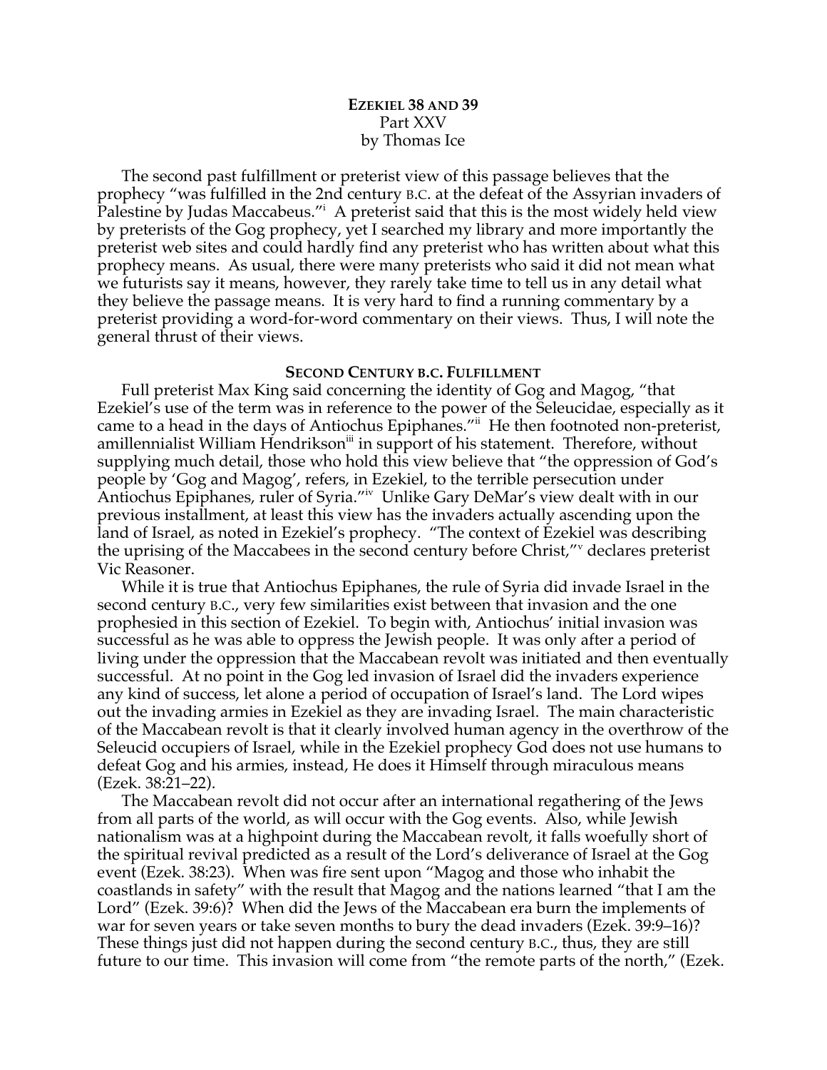# EZEKIEL 38 AND 39

Part XXV

by Thomas Ice

The second past fulfillment or preterist view of this passage believes that the prophecy "was fulfilled in the 2nd century B.C. at the defeat of the Assyrian invaders of Palestine by Judas Maccabeus."[i] A preterist said that this is the most widely held view by preterists of the Gog prophecy, yet I searched my library and more importantly the preterist web sites and could hardly find any preterist who has written about what this prophecy means. As usual, there were many preterists who said it did not mean what we futurists say it means, however, they rarely take time to tell us in any detail what they believe the passage means. It is very hard to find a running commentary by a preterist providing a word-for-word commentary on their views. Thus, I will note the general thrust of their views.

## SECOND CENTURY B.C. FULFILLMENT

Full preterist Max King said concerning the identity of Gog and Magog, "that Ezekiel's use of the term was in reference to the power of the Seleucidae, especially as it came to a head in the days of Antiochus Epiphanes."[ii] He then footnoted non-preterist, amillennialist William Hendrikson[iii] in support of his statement. Therefore, without supplying much detail, those who hold this view believe that "the oppression of God's people by 'Gog and Magog', refers, in Ezekiel, to the terrible persecution under Antiochus Epiphanes, ruler of Syria."[iv] Unlike Gary DeMar's view dealt with in our previous installment, at least this view has the invaders actually ascending upon the land of Israel, as noted in Ezekiel's prophecy. "The context of Ezekiel was describing the uprising of the Maccabees in the second century before Christ,"[v] declares preterist Vic Reasoner.

While it is true that Antiochus Epiphanes, the rule of Syria did invade Israel in the second century B.C., very few similarities exist between that invasion and the one prophesied in this section of Ezekiel. To begin with, Antiochus' initial invasion was successful as he was able to oppress the Jewish people. It was only after a period of living under the oppression that the Maccabean revolt was initiated and then eventually successful. At no point in the Gog led invasion of Israel did the invaders experience any kind of success, let alone a period of occupation of Israel's land. The Lord wipes out the invading armies in Ezekiel as they are invading Israel. The main characteristic of the Maccabean revolt is that it clearly involved human agency in the overthrow of the Seleucid occupiers of Israel, while in the Ezekiel prophecy God does not use humans to defeat Gog and his armies, instead, He does it Himself through miraculous means (Ezek. 38:21–22).

The Maccabean revolt did not occur after an international regathering of the Jews from all parts of the world, as will occur with the Gog events. Also, while Jewish nationalism was at a highpoint during the Maccabean revolt, it falls woefully short of the spiritual revival predicted as a result of the Lord's deliverance of Israel at the Gog event (Ezek. 38:23). When was fire sent upon "Magog and those who inhabit the coastlands in safety" with the result that Magog and the nations learned "that I am the Lord" (Ezek. 39:6)? When did the Jews of the Maccabean era burn the implements of war for seven years or take seven months to bury the dead invaders (Ezek. 39:9–16)? These things just did not happen during the second century B.C., thus, they are still future to our time. This invasion will come from "the remote parts of the north," (Ezek.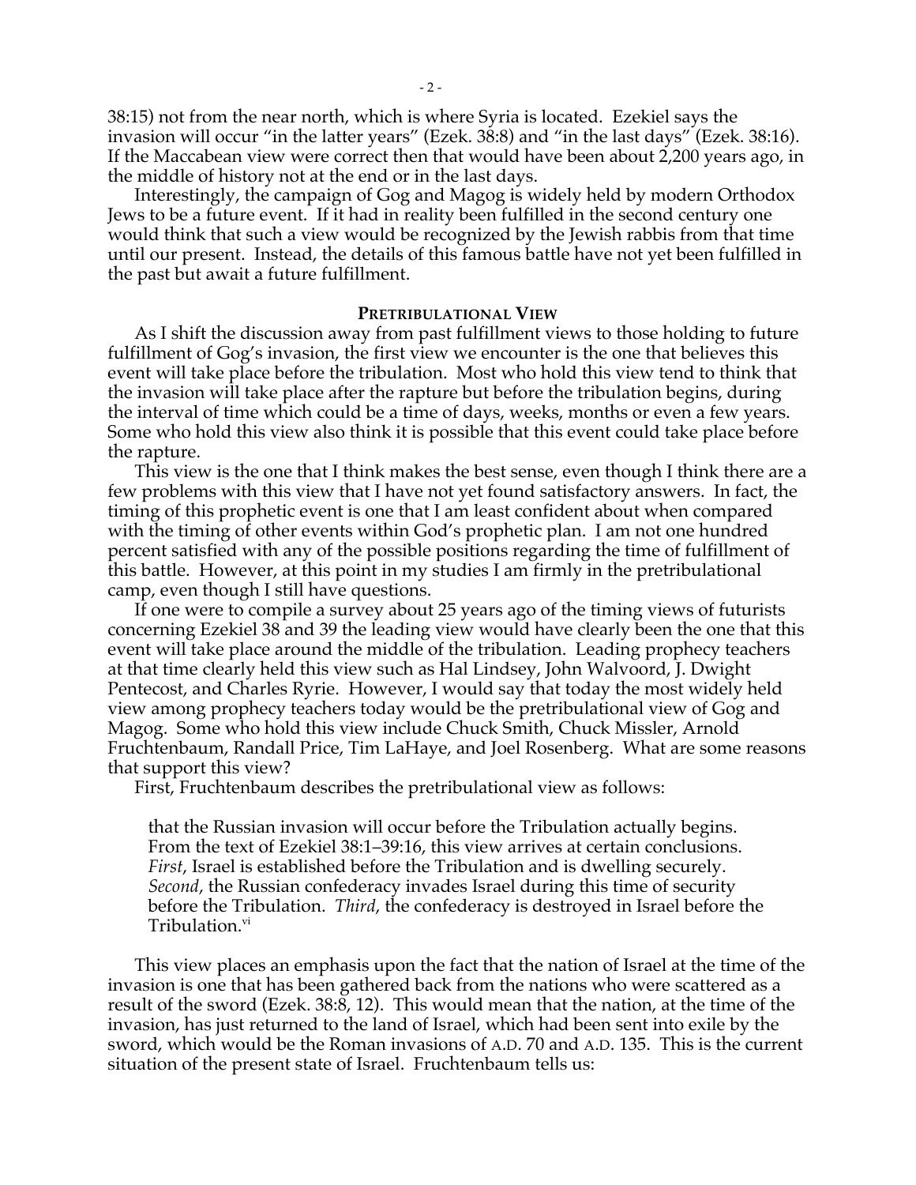38:15) not from the near north, which is where Syria is located. Ezekiel says the invasion will occur "in the latter years" (Ezek. 38:8) and "in the last days" (Ezek. 38:16). If the Maccabean view were correct then that would have been about 2,200 years ago, in the middle of history not at the end or in the last days.

Interestingly, the campaign of Gog and Magog is widely held by modern Orthodox Jews to be a future event. If it had in reality been fulfilled in the second century one would think that such a view would be recognized by the Jewish rabbis from that time until our present. Instead, the details of this famous battle have not yet been fulfilled in the past but await a future fulfillment.

## PRETRIBULATIONAL VIEW

As I shift the discussion away from past fulfillment views to those holding to future fulfillment of Gog's invasion, the first view we encounter is the one that believes this event will take place before the tribulation. Most who hold this view tend to think that the invasion will take place after the rapture but before the tribulation begins, during the interval of time which could be a time of days, weeks, months or even a few years. Some who hold this view also think it is possible that this event could take place before the rapture.

This view is the one that I think makes the best sense, even though I think there are a few problems with this view that I have not yet found satisfactory answers. In fact, the timing of this prophetic event is one that I am least confident about when compared with the timing of other events within God's prophetic plan. I am not one hundred percent satisfied with any of the possible positions regarding the time of fulfillment of this battle. However, at this point in my studies I am firmly in the pretribulational camp, even though I still have questions.

If one were to compile a survey about 25 years ago of the timing views of futurists concerning Ezekiel 38 and 39 the leading view would have clearly been the one that this event will take place around the middle of the tribulation. Leading prophecy teachers at that time clearly held this view such as Hal Lindsey, John Walvoord, J. Dwight Pentecost, and Charles Ryrie. However, I would say that today the most widely held view among prophecy teachers today would be the pretribulational view of Gog and Magog. Some who hold this view include Chuck Smith, Chuck Missler, Arnold Fruchtenbaum, Randall Price, Tim LaHaye, and Joel Rosenberg. What are some reasons that support this view?

First, Fruchtenbaum describes the pretribulational view as follows:

> that the Russian invasion will occur before the Tribulation actually begins. From the text of Ezekiel 38:1–39:16, this view arrives at certain conclusions. *First*, Israel is established before the Tribulation and is dwelling securely. *Second*, the Russian confederacy invades Israel during this time of security before the Tribulation. *Third*, the confederacy is destroyed in Israel before the Tribulation.[vi]

This view places an emphasis upon the fact that the nation of Israel at the time of the invasion is one that has been gathered back from the nations who were scattered as a result of the sword (Ezek. 38:8, 12). This would mean that the nation, at the time of the invasion, has just returned to the land of Israel, which had been sent into exile by the sword, which would be the Roman invasions of A.D. 70 and A.D. 135. This is the current situation of the present state of Israel. Fruchtenbaum tells us: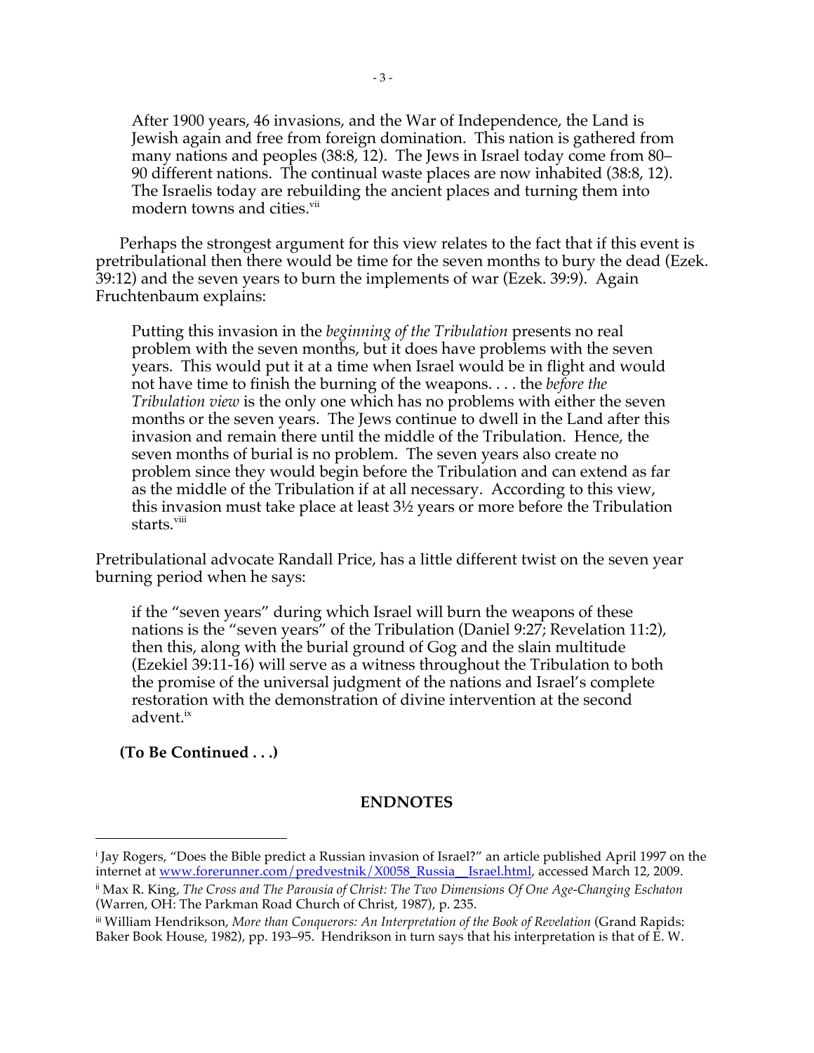> After 1900 years, 46 invasions, and the War of Independence, the Land is Jewish again and free from foreign domination. This nation is gathered from many nations and peoples (38:8, 12). The Jews in Israel today come from 80–90 different nations. The continual waste places are now inhabited (38:8, 12). The Israelis today are rebuilding the ancient places and turning them into modern towns and cities.[vii]

Perhaps the strongest argument for this view relates to the fact that if this event is pretribulational then there would be time for the seven months to bury the dead (Ezek. 39:12) and the seven years to burn the implements of war (Ezek. 39:9). Again Fruchtenbaum explains:

> Putting this invasion in the *beginning of the Tribulation* presents no real problem with the seven months, but it does have problems with the seven years. This would put it at a time when Israel would be in flight and would not have time to finish the burning of the weapons. . . . the *before the Tribulation view* is the only one which has no problems with either the seven months or the seven years. The Jews continue to dwell in the Land after this invasion and remain there until the middle of the Tribulation. Hence, the seven months of burial is no problem. The seven years also create no problem since they would begin before the Tribulation and can extend as far as the middle of the Tribulation if at all necessary. According to this view, this invasion must take place at least 3½ years or more before the Tribulation starts.[viii]

Pretribulational advocate Randall Price, has a little different twist on the seven year burning period when he says:

> if the "seven years" during which Israel will burn the weapons of these nations is the "seven years" of the Tribulation (Daniel 9:27; Revelation 11:2), then this, along with the burial ground of Gog and the slain multitude (Ezekiel 39:11-16) will serve as a witness throughout the Tribulation to both the promise of the universal judgment of the nations and Israel's complete restoration with the demonstration of divine intervention at the second advent.[ix]

**(To Be Continued . . .)**

## ENDNOTES

[i] Jay Rogers, "Does the Bible predict a Russian invasion of Israel?" an article published April 1997 on the internet at www.forerunner.com/predvestnik/X0058_Russia__Israel.html, accessed March 12, 2009.

[ii] Max R. King, *The Cross and The Parousia of Christ: The Two Dimensions Of One Age-Changing Eschaton* (Warren, OH: The Parkman Road Church of Christ, 1987), p. 235.

[iii] William Hendrikson, *More than Conquerors: An Interpretation of the Book of Revelation* (Grand Rapids: Baker Book House, 1982), pp. 193–95. Hendrikson in turn says that his interpretation is that of E. W.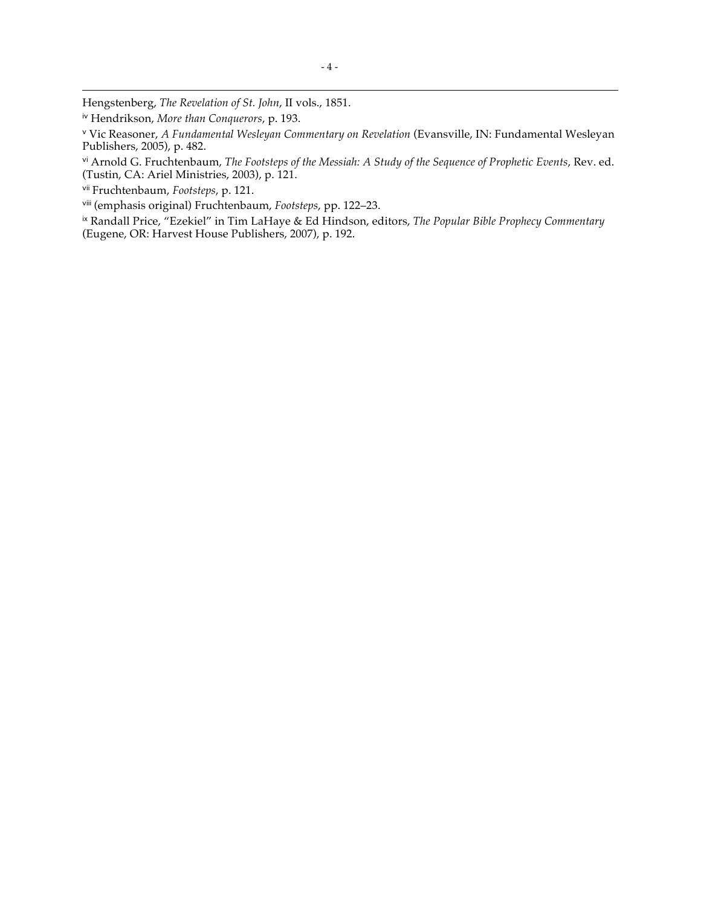Hengstenberg, *The Revelation of St. John*, II vols., 1851.

[iv] Hendrikson, *More than Conquerors*, p. 193.

[v] Vic Reasoner, *A Fundamental Wesleyan Commentary on Revelation* (Evansville, IN: Fundamental Wesleyan Publishers, 2005), p. 482.

[vi] Arnold G. Fruchtenbaum, *The Footsteps of the Messiah: A Study of the Sequence of Prophetic Events*, Rev. ed. (Tustin, CA: Ariel Ministries, 2003), p. 121.

[vii] Fruchtenbaum, *Footsteps*, p. 121.

[viii] (emphasis original) Fruchtenbaum, *Footsteps*, pp. 122–23.

[ix] Randall Price, "Ezekiel" in Tim LaHaye & Ed Hindson, editors, *The Popular Bible Prophecy Commentary* (Eugene, OR: Harvest House Publishers, 2007), p. 192.